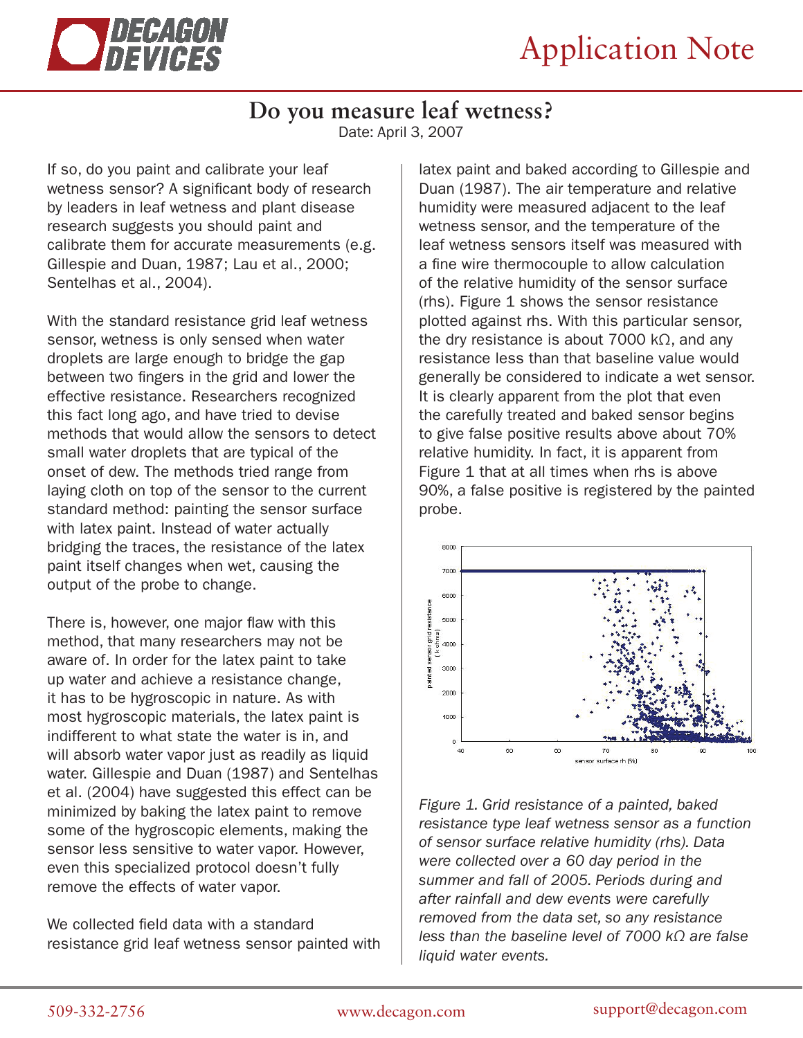# Application Note

## Do you measure leaf wetness?

Date: April 3, 2007

If so, do you paint and calibrate your leaf wetness sensor? A significant body of research by leaders in leaf wetness and plant disease research suggests you should paint and calibrate them for accurate measurements (e.g. Gillespie and Duan, 1987; Lau et al., 2000; Sentelhas et al., 2004).

With the standard resistance grid leaf wetness sensor, wetness is only sensed when water droplets are large enough to bridge the gap between two fingers in the grid and lower the effective resistance. Researchers recognized this fact long ago, and have tried to devise methods that would allow the sensors to detect small water droplets that are typical of the onset of dew. The methods tried range from laying cloth on top of the sensor to the current standard method: painting the sensor surface with latex paint. Instead of water actually bridging the traces, the resistance of the latex paint itself changes when wet, causing the output of the probe to change.

There is, however, one major flaw with this method, that many researchers may not be aware of. In order for the latex paint to take up water and achieve a resistance change, it has to be hygroscopic in nature. As with most hygroscopic materials, the latex paint is indifferent to what state the water is in, and will absorb water vapor just as readily as liquid water. Gillespie and Duan (1987) and Sentelhas et al. (2004) have suggested this effect can be minimized by baking the latex paint to remove some of the hygroscopic elements, making the sensor less sensitive to water vapor. However, even this specialized protocol doesn't fully remove the effects of water vapor.

We collected field data with a standard resistance grid leaf wetness sensor painted with latex paint and baked according to Gillespie and Duan (1987). The air temperature and relative humidity were measured adjacent to the leaf wetness sensor, and the temperature of the leaf wetness sensors itself was measured with a fine wire thermocouple to allow calculation of the relative humidity of the sensor surface (rhs). Figure 1 shows the sensor resistance plotted against rhs. With this particular sensor, the dry resistance is about 7000 kΩ, and any resistance less than that baseline value would generally be considered to indicate a wet sensor. It is clearly apparent from the plot that even the carefully treated and baked sensor begins to give false positive results above about 70% relative humidity. In fact, it is apparent from Figure 1 that at all times when rhs is above 90%, a false positive is registered by the painted probe.

*Figure 1. Grid resistance of a painted, baked resistance type leaf wetness sensor as a function of sensor surface relative humidity (rhs). Data were collected over a 60 day period in the summer and fall of 2005. Periods during and after rainfall and dew events were carefully removed from the data set, so any resistance less than the baseline level of 7000 kΩ are false liquid water events.*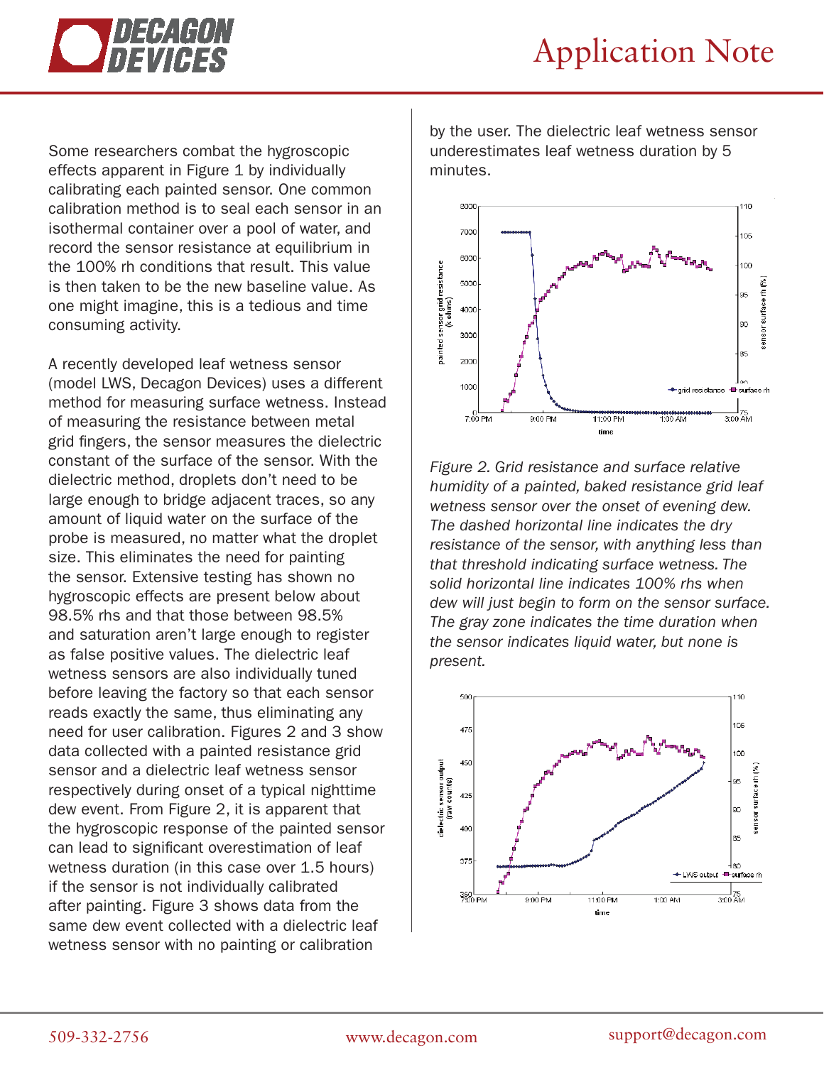Some researchers combat the hygroscopic effects apparent in Figure 1 by individually calibrating each painted sensor. One common calibration method is to seal each sensor in an isothermal container over a pool of water, and record the sensor resistance at equilibrium in the 100% rh conditions that result. This value is then taken to be the new baseline value. As one might imagine, this is a tedious and time consuming activity.

A recently developed leaf wetness sensor (model LWS, Decagon Devices) uses a different method for measuring surface wetness. Instead of measuring the resistance between metal grid fingers, the sensor measures the dielectric constant of the surface of the sensor. With the dielectric method, droplets don't need to be large enough to bridge adjacent traces, so any amount of liquid water on the surface of the probe is measured, no matter what the droplet size. This eliminates the need for painting the sensor. Extensive testing has shown no hygroscopic effects are present below about 98.5% rhs and that those between 98.5% and saturation aren't large enough to register as false positive values. The dielectric leaf wetness sensors are also individually tuned before leaving the factory so that each sensor reads exactly the same, thus eliminating any need for user calibration. Figures 2 and 3 show data collected with a painted resistance grid sensor and a dielectric leaf wetness sensor respectively during onset of a typical nighttime dew event. From Figure 2, it is apparent that the hygroscopic response of the painted sensor can lead to significant overestimation of leaf wetness duration (in this case over 1.5 hours) if the sensor is not individually calibrated after painting. Figure 3 shows data from the same dew event collected with a dielectric leaf wetness sensor with no painting or calibration by the user. The dielectric leaf wetness sensor underestimates leaf wetness duration by 5 minutes.

*Figure 2. Grid resistance and surface relative humidity of a painted, baked resistance grid leaf wetness sensor over the onset of evening dew. The dashed horizontal line indicates the dry resistance of the sensor, with anything less than that threshold indicating surface wetness. The solid horizontal line indicates 100% rhs when dew will just begin to form on the sensor surface. The gray zone indicates the time duration when the sensor indicates liquid water, but none is present.*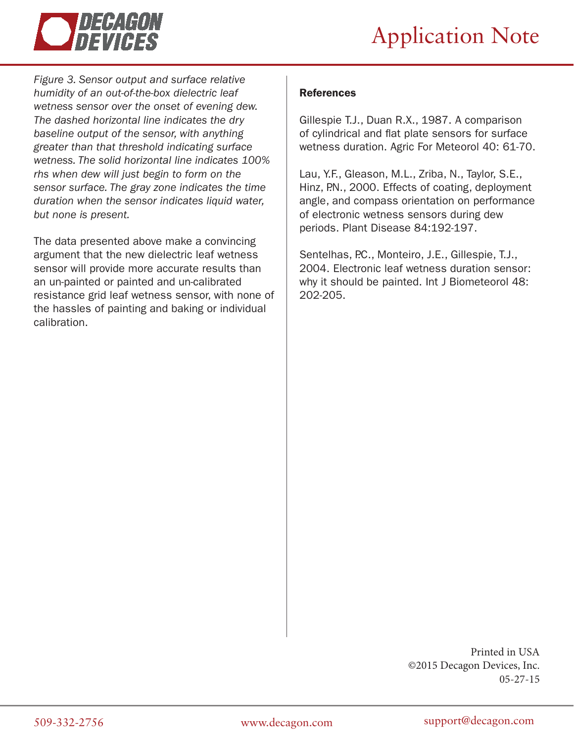*Figure 3. Sensor output and surface relative humidity of an out-of-the-box dielectric leaf wetness sensor over the onset of evening dew. The dashed horizontal line indicates the dry baseline output of the sensor, with anything greater than that threshold indicating surface wetness. The solid horizontal line indicates 100% rhs when dew will just begin to form on the sensor surface. The gray zone indicates the time duration when the sensor indicates liquid water, but none is present.*

The data presented above make a convincing argument that the new dielectric leaf wetness sensor will provide more accurate results than an un-painted or painted and un-calibrated resistance grid leaf wetness sensor, with none of the hassles of painting and baking or individual calibration.

**References**

Gillespie T.J., Duan R.X., 1987. A comparison of cylindrical and flat plate sensors for surface wetness duration. Agric For Meteorol 40: 61-70.

Lau, Y.F., Gleason, M.L., Zriba, N., Taylor, S.E., Hinz, P.N., 2000. Effects of coating, deployment angle, and compass orientation on performance of electronic wetness sensors during dew periods. Plant Disease 84:192-197.

Sentelhas, P.C., Monteiro, J.E., Gillespie, T.J., 2004. Electronic leaf wetness duration sensor: why it should be painted. Int J Biometeorol 48: 202-205.

Printed in USA
©2015 Decagon Devices, Inc.
05-27-15